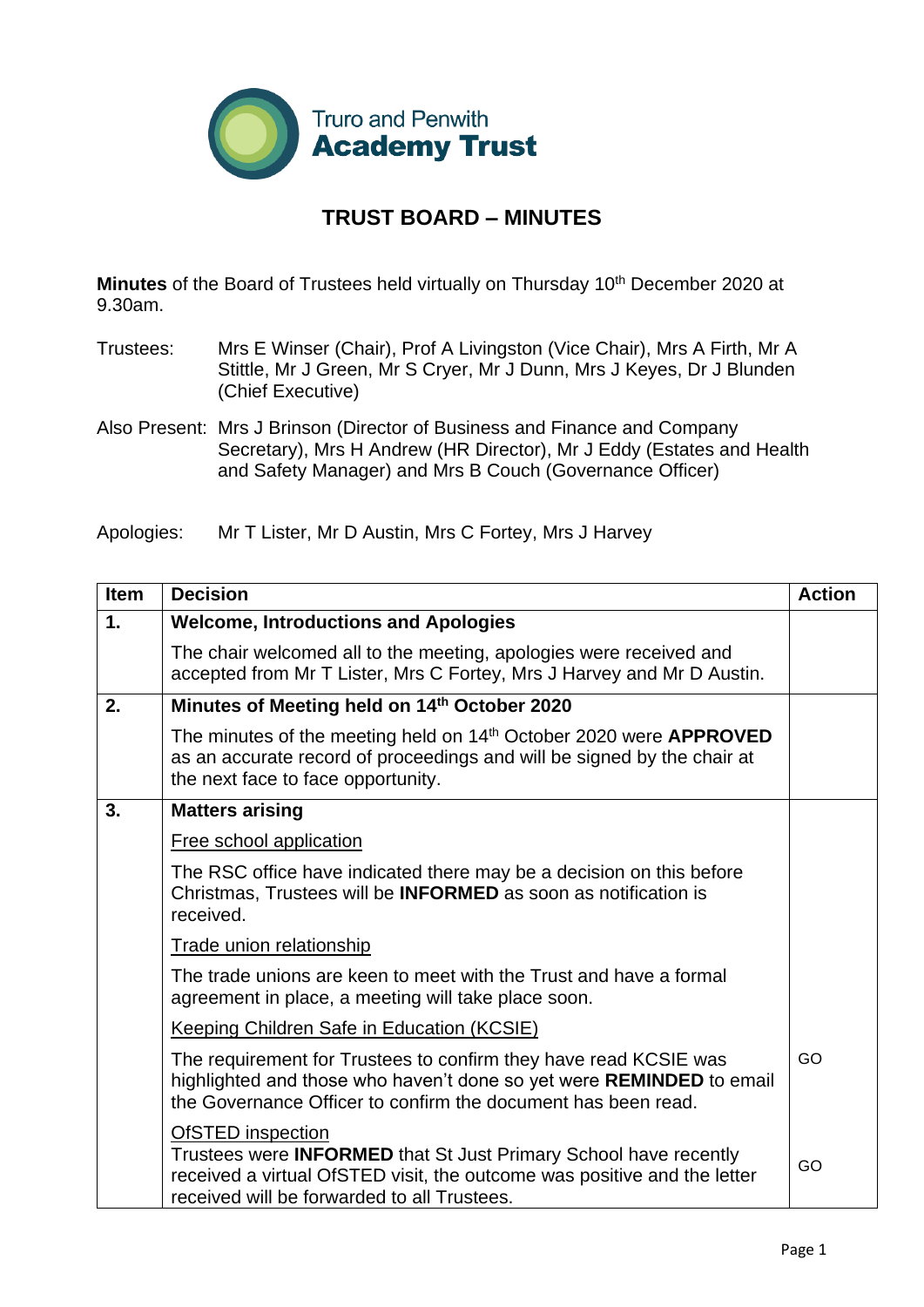Truro and Penwith
**Academy Trust**

# TRUST BOARD – MINUTES

**Minutes** of the Board of Trustees held virtually on Thursday 10th December 2020 at 9.30am.

Trustees: Mrs E Winser (Chair), Prof A Livingston (Vice Chair), Mrs A Firth, Mr A Stittle, Mr J Green, Mr S Cryer, Mr J Dunn, Mrs J Keyes, Dr J Blunden (Chief Executive)

Also Present: Mrs J Brinson (Director of Business and Finance and Company Secretary), Mrs H Andrew (HR Director), Mr J Eddy (Estates and Health and Safety Manager) and Mrs B Couch (Governance Officer)

Apologies: Mr T Lister, Mr D Austin, Mrs C Fortey, Mrs J Harvey

| Item | Decision | Action |
|---|---|---|
| **1.** | **Welcome, Introductions and Apologies** | |
| | The chair welcomed all to the meeting, apologies were received and accepted from Mr T Lister, Mrs C Fortey, Mrs J Harvey and Mr D Austin. | |
| **2.** | **Minutes of Meeting held on 14th October 2020** | |
| | The minutes of the meeting held on 14th October 2020 were **APPROVED** as an accurate record of proceedings and will be signed by the chair at the next face to face opportunity. | |
| **3.** | **Matters arising** | |
| | Free school application | |
| | The RSC office have indicated there may be a decision on this before Christmas, Trustees will be **INFORMED** as soon as notification is received. | |
| | Trade union relationship | |
| | The trade unions are keen to meet with the Trust and have a formal agreement in place, a meeting will take place soon. | |
| | Keeping Children Safe in Education (KCSIE) | |
| | The requirement for Trustees to confirm they have read KCSIE was highlighted and those who haven't done so yet were **REMINDED** to email the Governance Officer to confirm the document has been read. | GO |
| | OfSTED inspection<br>Trustees were **INFORMED** that St Just Primary School have recently received a virtual OfSTED visit, the outcome was positive and the letter received will be forwarded to all Trustees. | GO |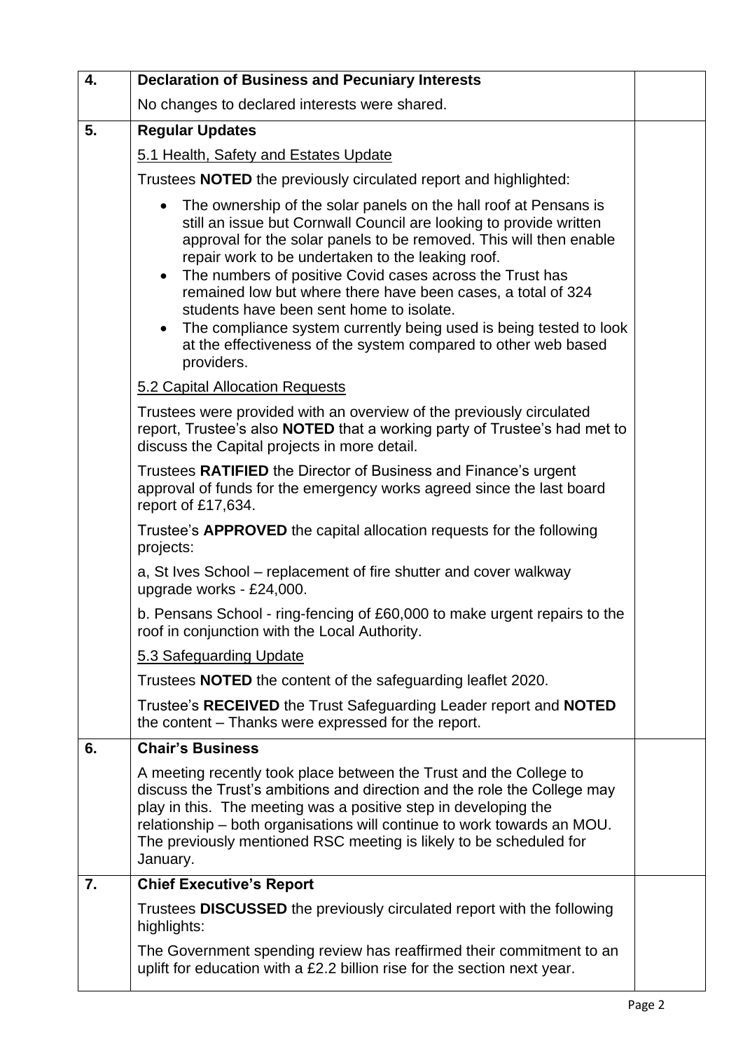| | | |
|---|---|---|
| **4.** | **Declaration of Business and Pecuniary Interests**<br><br>No changes to declared interests were shared. | |
| **5.** | **Regular Updates**<br><br>5.1 Health, Safety and Estates Update<br><br>Trustees **NOTED** the previously circulated report and highlighted:<br><br>• The ownership of the solar panels on the hall roof at Pensans is still an issue but Cornwall Council are looking to provide written approval for the solar panels to be removed. This will then enable repair work to be undertaken to the leaking roof.<br>• The numbers of positive Covid cases across the Trust has remained low but where there have been cases, a total of 324 students have been sent home to isolate.<br>• The compliance system currently being used is being tested to look at the effectiveness of the system compared to other web based providers.<br><br>5.2 Capital Allocation Requests<br><br>Trustees were provided with an overview of the previously circulated report, Trustee's also **NOTED** that a working party of Trustee's had met to discuss the Capital projects in more detail.<br><br>Trustees **RATIFIED** the Director of Business and Finance's urgent approval of funds for the emergency works agreed since the last board report of £17,634.<br><br>Trustee's **APPROVED** the capital allocation requests for the following projects:<br><br>a, St Ives School – replacement of fire shutter and cover walkway upgrade works - £24,000.<br><br>b. Pensans School - ring-fencing of £60,000 to make urgent repairs to the roof in conjunction with the Local Authority.<br><br>5.3 Safeguarding Update<br><br>Trustees **NOTED** the content of the safeguarding leaflet 2020.<br><br>Trustee's **RECEIVED** the Trust Safeguarding Leader report and **NOTED** the content – Thanks were expressed for the report. | |
| **6.** | **Chair's Business**<br><br>A meeting recently took place between the Trust and the College to discuss the Trust's ambitions and direction and the role the College may play in this. The meeting was a positive step in developing the relationship – both organisations will continue to work towards an MOU. The previously mentioned RSC meeting is likely to be scheduled for January. | |
| **7.** | **Chief Executive's Report**<br><br>Trustees **DISCUSSED** the previously circulated report with the following highlights:<br><br>The Government spending review has reaffirmed their commitment to an uplift for education with a £2.2 billion rise for the section next year. | |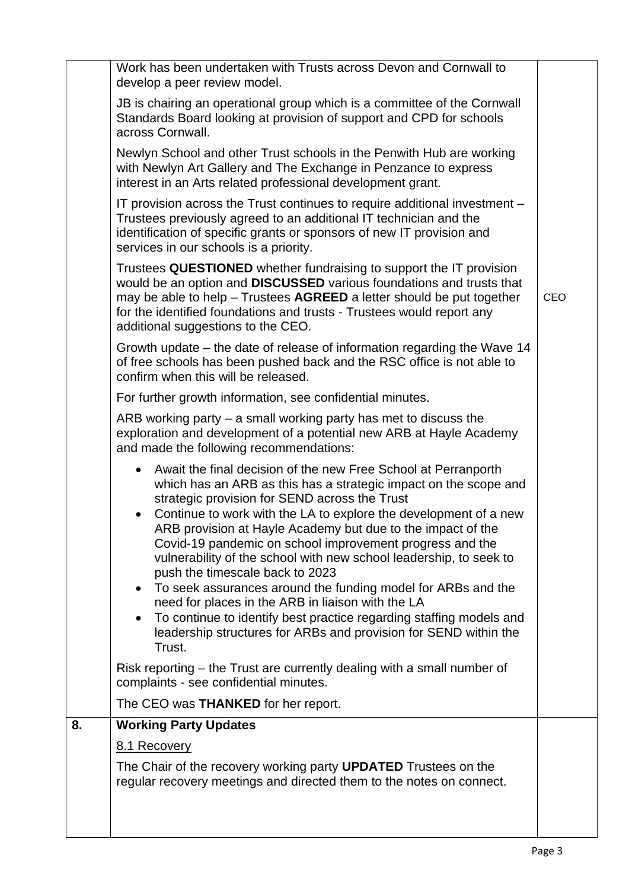| | | |
|---|---|---|
| | Work has been undertaken with Trusts across Devon and Cornwall to develop a peer review model.<br><br>JB is chairing an operational group which is a committee of the Cornwall Standards Board looking at provision of support and CPD for schools across Cornwall.<br><br>Newlyn School and other Trust schools in the Penwith Hub are working with Newlyn Art Gallery and The Exchange in Penzance to express interest in an Arts related professional development grant.<br><br>IT provision across the Trust continues to require additional investment – Trustees previously agreed to an additional IT technician and the identification of specific grants or sponsors of new IT provision and services in our schools is a priority.<br><br>Trustees **QUESTIONED** whether fundraising to support the IT provision would be an option and **DISCUSSED** various foundations and trusts that may be able to help – Trustees **AGREED** a letter should be put together for the identified foundations and trusts - Trustees would report any additional suggestions to the CEO.<br><br>Growth update – the date of release of information regarding the Wave 14 of free schools has been pushed back and the RSC office is not able to confirm when this will be released.<br><br>For further growth information, see confidential minutes.<br><br>ARB working party – a small working party has met to discuss the exploration and development of a potential new ARB at Hayle Academy and made the following recommendations:<br><br>• Await the final decision of the new Free School at Perranporth which has an ARB as this has a strategic impact on the scope and strategic provision for SEND across the Trust<br>• Continue to work with the LA to explore the development of a new ARB provision at Hayle Academy but due to the impact of the Covid-19 pandemic on school improvement progress and the vulnerability of the school with new school leadership, to seek to push the timescale back to 2023<br>• To seek assurances around the funding model for ARBs and the need for places in the ARB in liaison with the LA<br>• To continue to identify best practice regarding staffing models and leadership structures for ARBs and provision for SEND within the Trust.<br><br>Risk reporting – the Trust are currently dealing with a small number of complaints - see confidential minutes.<br><br>The CEO was **THANKED** for her report. | CEO |
| **8.** | **Working Party Updates**<br><br><u>8.1 Recovery</u><br><br>The Chair of the recovery working party **UPDATED** Trustees on the regular recovery meetings and directed them to the notes on connect. | |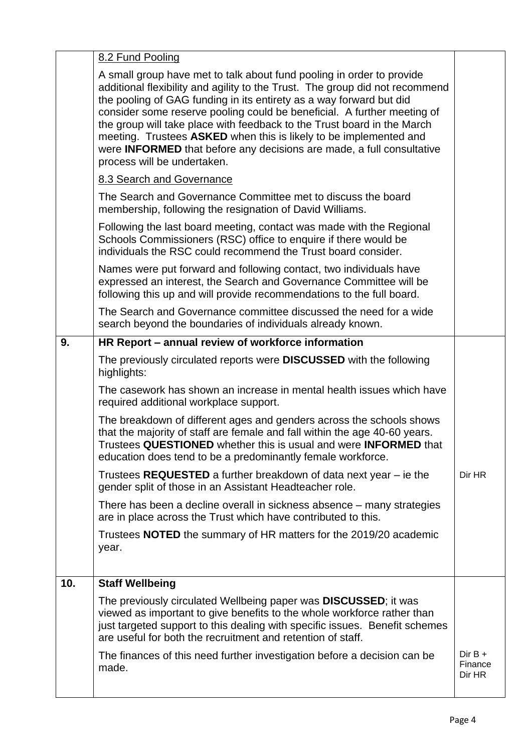| | | |
|---|---|---|
| | 8.2 Fund Pooling<br><br>A small group have met to talk about fund pooling in order to provide additional flexibility and agility to the Trust. The group did not recommend the pooling of GAG funding in its entirety as a way forward but did consider some reserve pooling could be beneficial. A further meeting of the group will take place with feedback to the Trust board in the March meeting. Trustees **ASKED** when this is likely to be implemented and were **INFORMED** that before any decisions are made, a full consultative process will be undertaken.<br><br>8.3 Search and Governance<br><br>The Search and Governance Committee met to discuss the board membership, following the resignation of David Williams.<br><br>Following the last board meeting, contact was made with the Regional Schools Commissioners (RSC) office to enquire if there would be individuals the RSC could recommend the Trust board consider.<br><br>Names were put forward and following contact, two individuals have expressed an interest, the Search and Governance Committee will be following this up and will provide recommendations to the full board.<br><br>The Search and Governance committee discussed the need for a wide search beyond the boundaries of individuals already known. | |
| **9.** | **HR Report – annual review of workforce information**<br><br>The previously circulated reports were **DISCUSSED** with the following highlights:<br><br>The casework has shown an increase in mental health issues which have required additional workplace support.<br><br>The breakdown of different ages and genders across the schools shows that the majority of staff are female and fall within the age 40-60 years. Trustees **QUESTIONED** whether this is usual and were **INFORMED** that education does tend to be a predominantly female workforce.<br><br>Trustees **REQUESTED** a further breakdown of data next year – ie the gender split of those in an Assistant Headteacher role.<br><br>There has been a decline overall in sickness absence – many strategies are in place across the Trust which have contributed to this.<br><br>Trustees **NOTED** the summary of HR matters for the 2019/20 academic year. | Dir HR |
| **10.** | **Staff Wellbeing**<br><br>The previously circulated Wellbeing paper was **DISCUSSED**; it was viewed as important to give benefits to the whole workforce rather than just targeted support to this dealing with specific issues. Benefit schemes are useful for both the recruitment and retention of staff.<br><br>The finances of this need further investigation before a decision can be made. | Dir B + Finance Dir HR |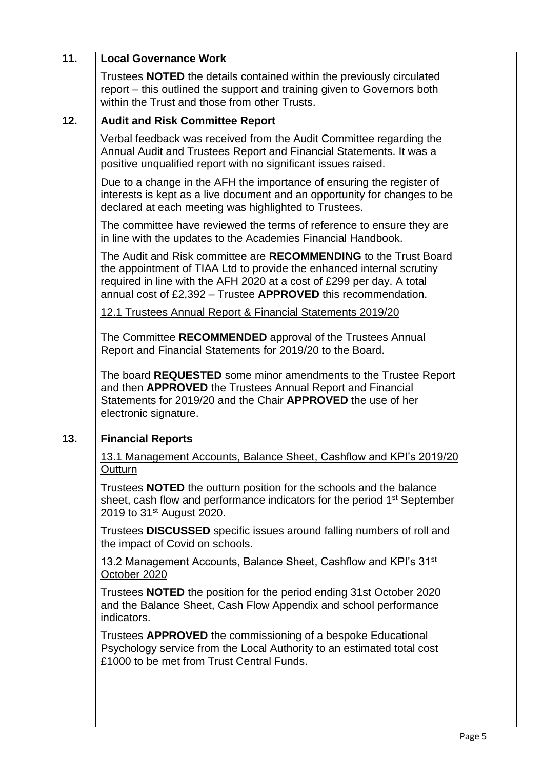| | | |
|---|---|---|
| **11.** | **Local Governance Work**<br><br>Trustees **NOTED** the details contained within the previously circulated report – this outlined the support and training given to Governors both within the Trust and those from other Trusts. | |
| **12.** | **Audit and Risk Committee Report**<br><br>Verbal feedback was received from the Audit Committee regarding the Annual Audit and Trustees Report and Financial Statements. It was a positive unqualified report with no significant issues raised.<br><br>Due to a change in the AFH the importance of ensuring the register of interests is kept as a live document and an opportunity for changes to be declared at each meeting was highlighted to Trustees.<br><br>The committee have reviewed the terms of reference to ensure they are in line with the updates to the Academies Financial Handbook.<br><br>The Audit and Risk committee are **RECOMMENDING** to the Trust Board the appointment of TIAA Ltd to provide the enhanced internal scrutiny required in line with the AFH 2020 at a cost of £299 per day. A total annual cost of £2,392 – Trustee **APPROVED** this recommendation.<br><br><u>12.1 Trustees Annual Report & Financial Statements 2019/20</u><br><br>The Committee **RECOMMENDED** approval of the Trustees Annual Report and Financial Statements for 2019/20 to the Board.<br><br>The board **REQUESTED** some minor amendments to the Trustee Report and then **APPROVED** the Trustees Annual Report and Financial Statements for 2019/20 and the Chair **APPROVED** the use of her electronic signature. | |
| **13.** | **Financial Reports**<br><br><u>13.1 Management Accounts, Balance Sheet, Cashflow and KPI's 2019/20 Outturn</u><br><br>Trustees **NOTED** the outturn position for the schools and the balance sheet, cash flow and performance indicators for the period 1st September 2019 to 31st August 2020.<br><br>Trustees **DISCUSSED** specific issues around falling numbers of roll and the impact of Covid on schools.<br><br><u>13.2 Management Accounts, Balance Sheet, Cashflow and KPI's 31st October 2020</u><br><br>Trustees **NOTED** the position for the period ending 31st October 2020 and the Balance Sheet, Cash Flow Appendix and school performance indicators.<br><br>Trustees **APPROVED** the commissioning of a bespoke Educational Psychology service from the Local Authority to an estimated total cost £1000 to be met from Trust Central Funds. | |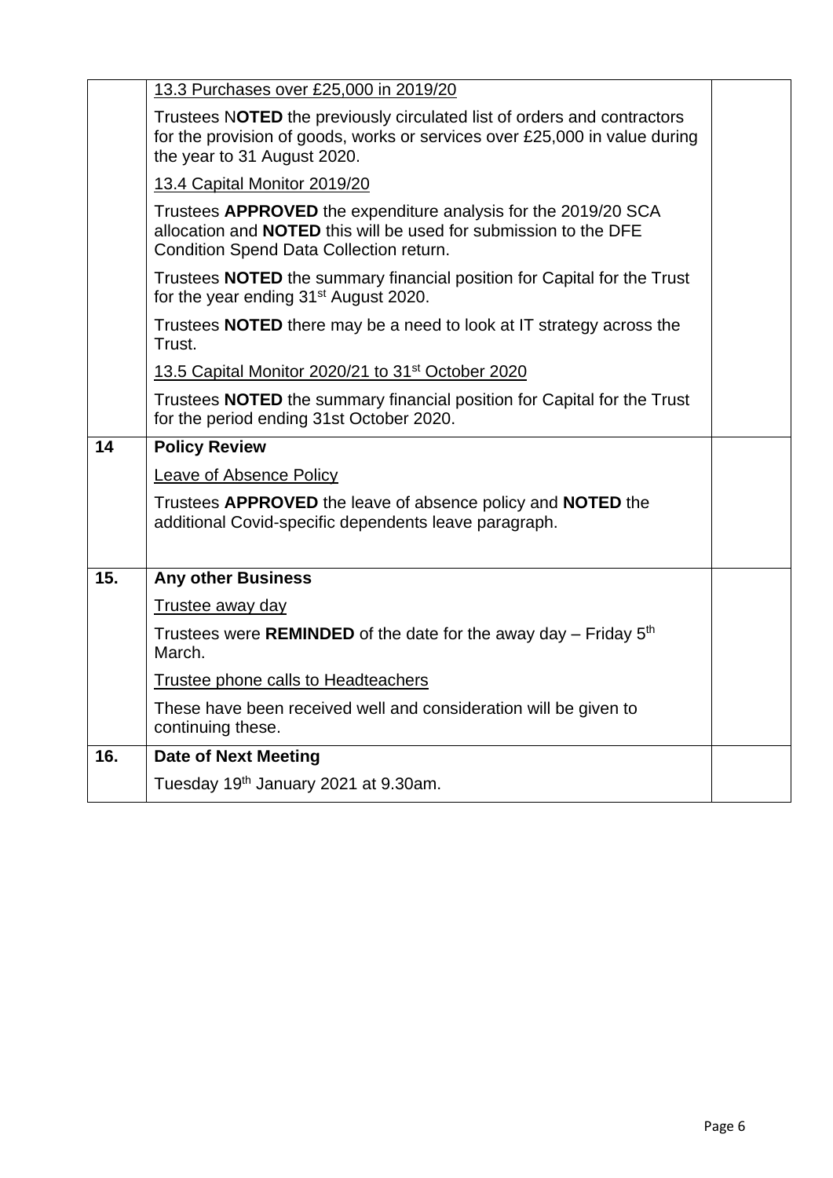| | | |
|---|---|---|
| | 13.3 Purchases over £25,000 in 2019/20<br><br>Trustees N**OTED** the previously circulated list of orders and contractors for the provision of goods, works or services over £25,000 in value during the year to 31 August 2020.<br><br>13.4 Capital Monitor 2019/20<br><br>Trustees **APPROVED** the expenditure analysis for the 2019/20 SCA allocation and **NOTED** this will be used for submission to the DFE Condition Spend Data Collection return.<br><br>Trustees **NOTED** the summary financial position for Capital for the Trust for the year ending 31st August 2020.<br><br>Trustees **NOTED** there may be a need to look at IT strategy across the Trust.<br><br>13.5 Capital Monitor 2020/21 to 31st October 2020<br><br>Trustees **NOTED** the summary financial position for Capital for the Trust for the period ending 31st October 2020. | |
| **14** | **Policy Review**<br><br>Leave of Absence Policy<br><br>Trustees **APPROVED** the leave of absence policy and **NOTED** the additional Covid-specific dependents leave paragraph. | |
| **15.** | **Any other Business**<br><br>Trustee away day<br><br>Trustees were **REMINDED** of the date for the away day – Friday 5th March.<br><br>Trustee phone calls to Headteachers<br><br>These have been received well and consideration will be given to continuing these. | |
| **16.** | **Date of Next Meeting**<br><br>Tuesday 19th January 2021 at 9.30am. | |